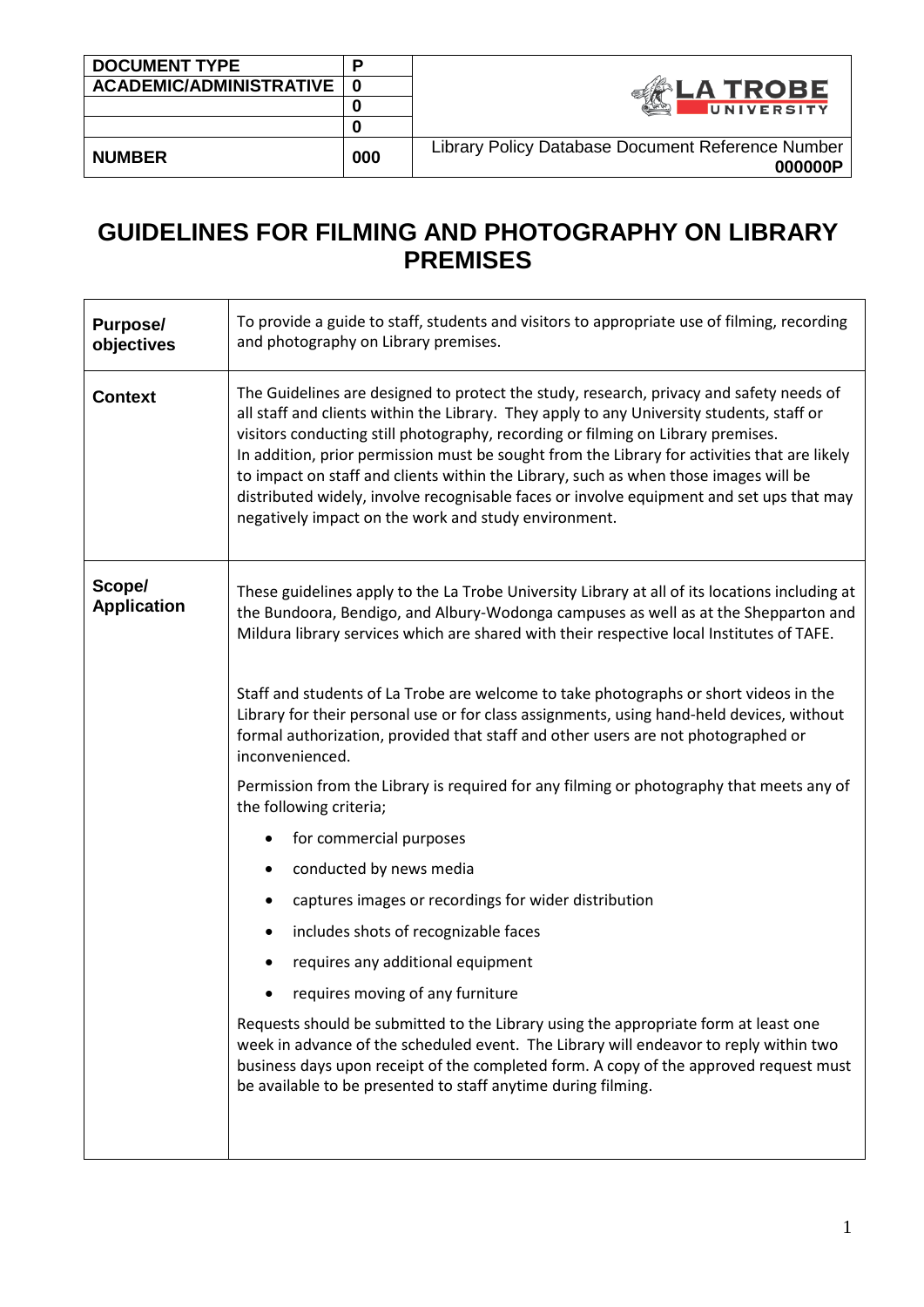| DOCUMENT TYPE | P | |
|---|---|---|
| ACADEMIC/ADMINISTRATIVE | 0 | LA TROBE UNIVERSITY |
| | 0 | |
| | 0 | |
| NUMBER | 000 | Library Policy Database Document Reference Number **000000P** |

# GUIDELINES FOR FILMING AND PHOTOGRAPHY ON LIBRARY PREMISES

| | |
|---|---|
| **Purpose/ objectives** | To provide a guide to staff, students and visitors to appropriate use of filming, recording and photography on Library premises. |
| **Context** | The Guidelines are designed to protect the study, research, privacy and safety needs of all staff and clients within the Library. They apply to any University students, staff or visitors conducting still photography, recording or filming on Library premises.<br>In addition, prior permission must be sought from the Library for activities that are likely to impact on staff and clients within the Library, such as when those images will be distributed widely, involve recognisable faces or involve equipment and set ups that may negatively impact on the work and study environment. |
| **Scope/ Application** | These guidelines apply to the La Trobe University Library at all of its locations including at the Bundoora, Bendigo, and Albury-Wodonga campuses as well as at the Shepparton and Mildura library services which are shared with their respective local Institutes of TAFE.<br><br>Staff and students of La Trobe are welcome to take photographs or short videos in the Library for their personal use or for class assignments, using hand-held devices, without formal authorization, provided that staff and other users are not photographed or inconvenienced.<br><br>Permission from the Library is required for any filming or photography that meets any of the following criteria;<br>• for commercial purposes<br>• conducted by news media<br>• captures images or recordings for wider distribution<br>• includes shots of recognizable faces<br>• requires any additional equipment<br>• requires moving of any furniture<br><br>Requests should be submitted to the Library using the appropriate form at least one week in advance of the scheduled event. The Library will endeavor to reply within two business days upon receipt of the completed form. A copy of the approved request must be available to be presented to staff anytime during filming. |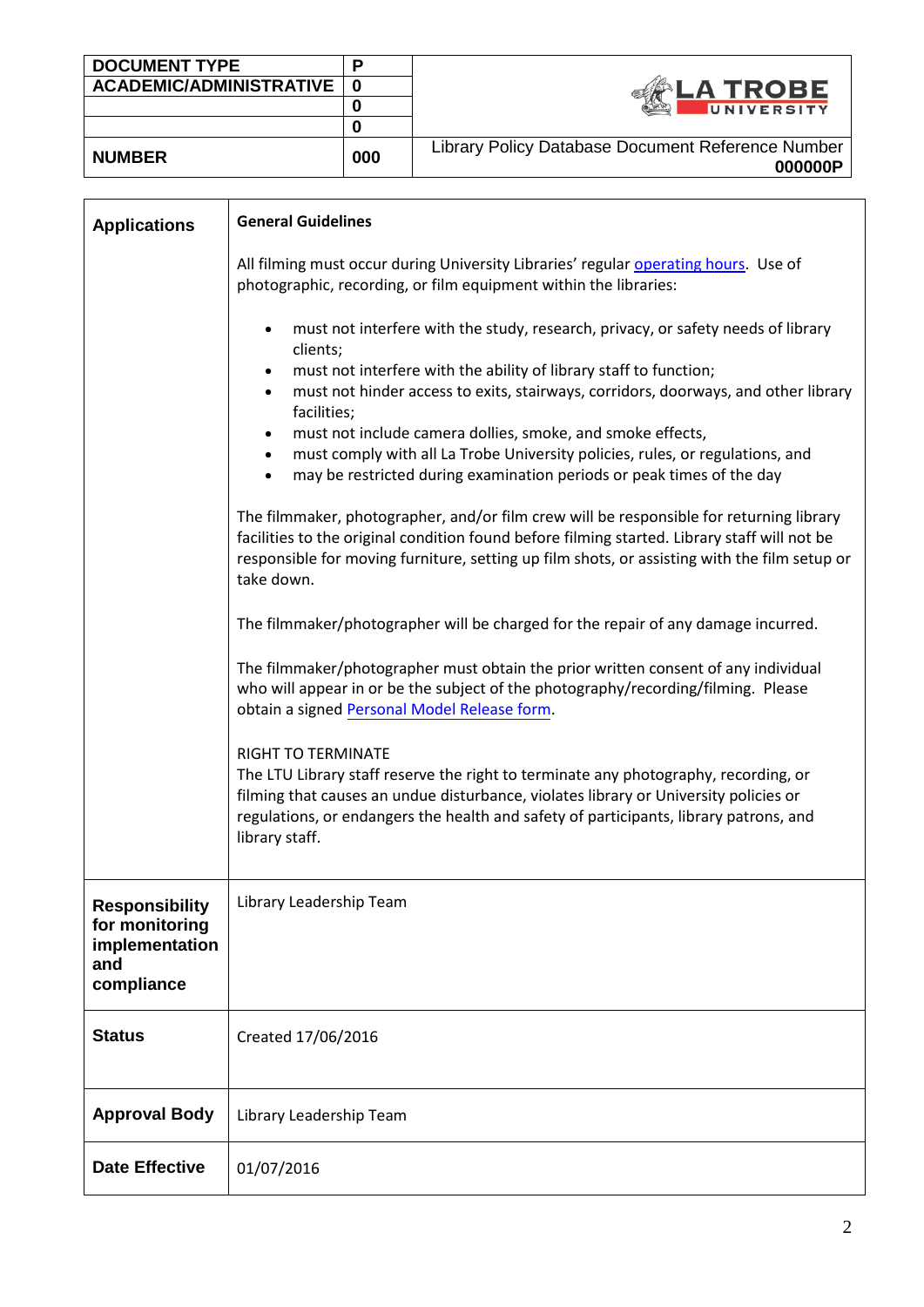| DOCUMENT TYPE | P | |
|---|---|---|
| ACADEMIC/ADMINISTRATIVE | 0 | LA TROBE UNIVERSITY |
| | 0 | |
| | 0 | |
| NUMBER | 000 | Library Policy Database Document Reference Number **000000P** |

| | |
|---|---|
| **Applications** | **General Guidelines**<br><br>All filming must occur during University Libraries' regular operating hours. Use of photographic, recording, or film equipment within the libraries:<br><br>• must not interfere with the study, research, privacy, or safety needs of library clients;<br>• must not interfere with the ability of library staff to function;<br>• must not hinder access to exits, stairways, corridors, doorways, and other library facilities;<br>• must not include camera dollies, smoke, and smoke effects,<br>• must comply with all La Trobe University policies, rules, or regulations, and<br>• may be restricted during examination periods or peak times of the day<br><br>The filmmaker, photographer, and/or film crew will be responsible for returning library facilities to the original condition found before filming started. Library staff will not be responsible for moving furniture, setting up film shots, or assisting with the film setup or take down.<br><br>The filmmaker/photographer will be charged for the repair of any damage incurred.<br><br>The filmmaker/photographer must obtain the prior written consent of any individual who will appear in or be the subject of the photography/recording/filming. Please obtain a signed Personal Model Release form.<br><br>RIGHT TO TERMINATE<br>The LTU Library staff reserve the right to terminate any photography, recording, or filming that causes an undue disturbance, violates library or University policies or regulations, or endangers the health and safety of participants, library patrons, and library staff. |
| **Responsibility for monitoring implementation and compliance** | Library Leadership Team |
| **Status** | Created 17/06/2016 |
| **Approval Body** | Library Leadership Team |
| **Date Effective** | 01/07/2016 |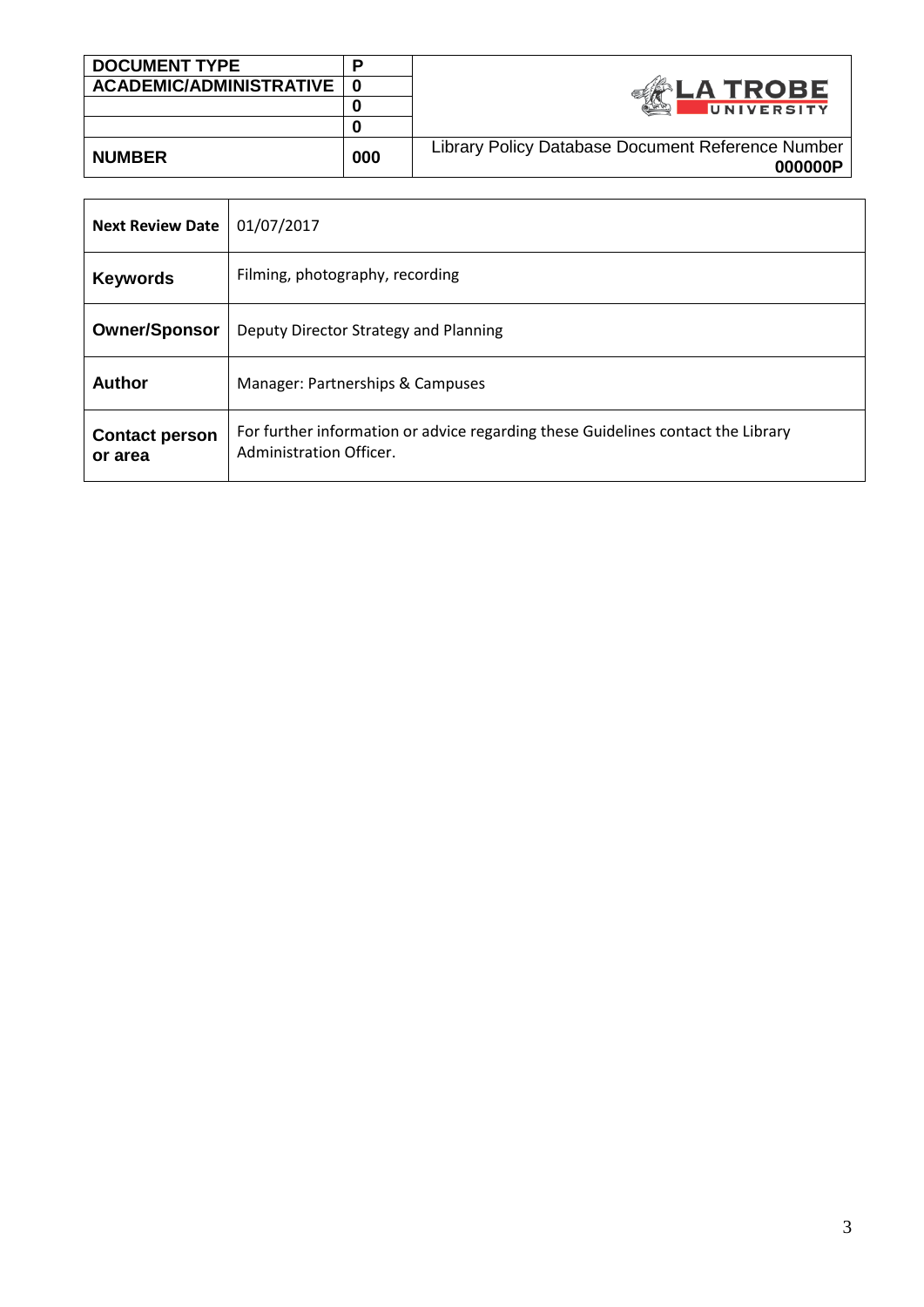| DOCUMENT TYPE | P | LA TROBE UNIVERSITY |
|---|---|---|
| ACADEMIC/ADMINISTRATIVE | 0 | |
| | 0 | |
| | 0 | |
| NUMBER | 000 | Library Policy Database Document Reference Number **000000P** |

| | |
|---|---|
| **Next Review Date** | 01/07/2017 |
| **Keywords** | Filming, photography, recording |
| **Owner/Sponsor** | Deputy Director Strategy and Planning |
| **Author** | Manager: Partnerships & Campuses |
| **Contact person or area** | For further information or advice regarding these Guidelines contact the Library Administration Officer. |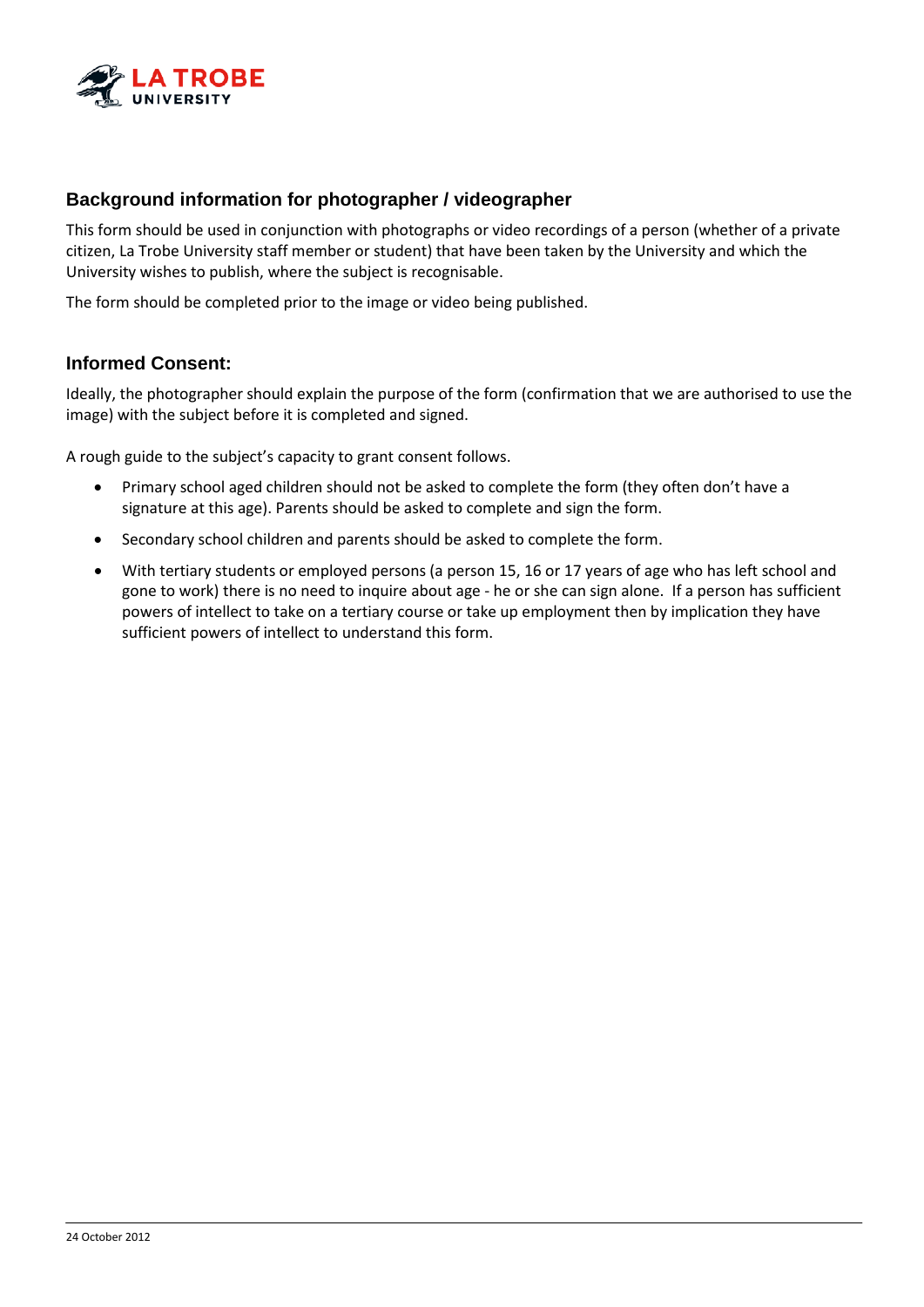## Background information for photographer / videographer

This form should be used in conjunction with photographs or video recordings of a person (whether of a private citizen, La Trobe University staff member or student) that have been taken by the University and which the University wishes to publish, where the subject is recognisable.

The form should be completed prior to the image or video being published.

## Informed Consent:

Ideally, the photographer should explain the purpose of the form (confirmation that we are authorised to use the image) with the subject before it is completed and signed.

A rough guide to the subject's capacity to grant consent follows.

- Primary school aged children should not be asked to complete the form (they often don't have a signature at this age). Parents should be asked to complete and sign the form.
- Secondary school children and parents should be asked to complete the form.
- With tertiary students or employed persons (a person 15, 16 or 17 years of age who has left school and gone to work) there is no need to inquire about age - he or she can sign alone. If a person has sufficient powers of intellect to take on a tertiary course or take up employment then by implication they have sufficient powers of intellect to understand this form.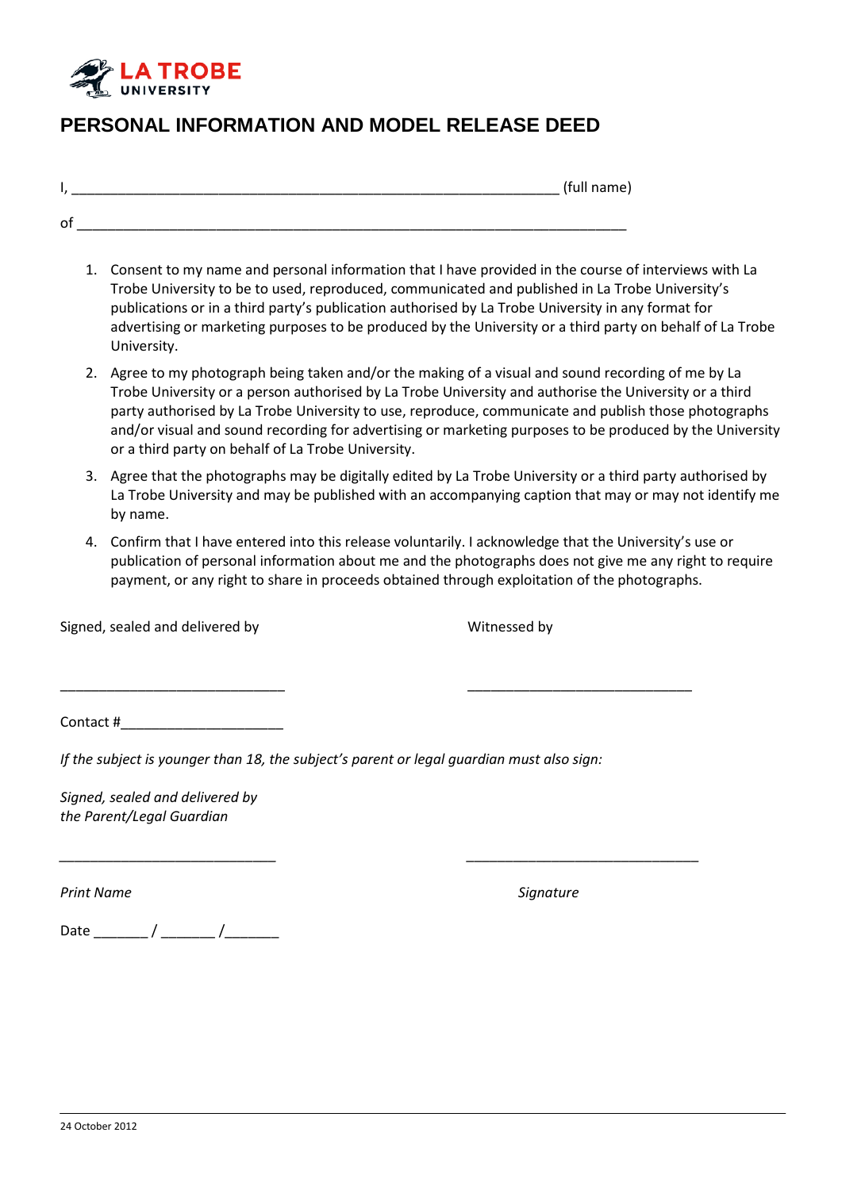# PERSONAL INFORMATION AND MODEL RELEASE DEED

I, _______________________________________________________________ (full name)

of _______________________________________________________________________

1. Consent to my name and personal information that I have provided in the course of interviews with La Trobe University to be to used, reproduced, communicated and published in La Trobe University's publications or in a third party's publication authorised by La Trobe University in any format for advertising or marketing purposes to be produced by the University or a third party on behalf of La Trobe University.
2. Agree to my photograph being taken and/or the making of a visual and sound recording of me by La Trobe University or a person authorised by La Trobe University and authorise the University or a third party authorised by La Trobe University to use, reproduce, communicate and publish those photographs and/or visual and sound recording for advertising or marketing purposes to be produced by the University or a third party on behalf of La Trobe University.
3. Agree that the photographs may be digitally edited by La Trobe University or a third party authorised by La Trobe University and may be published with an accompanying caption that may or may not identify me by name.
4. Confirm that I have entered into this release voluntarily. I acknowledge that the University's use or publication of personal information about me and the photographs does not give me any right to require payment, or any right to share in proceeds obtained through exploitation of the photographs.

Signed, sealed and delivered by

_____________________________

Witnessed by

_____________________________

Contact #_____________________

*If the subject is younger than 18, the subject's parent or legal guardian must also sign:*

*Signed, sealed and delivered by*
*the Parent/Legal Guardian*

_____________________________

*Print Name*

_____________________________

*Signature*

Date _______ / _______ /_______

24 October 2012